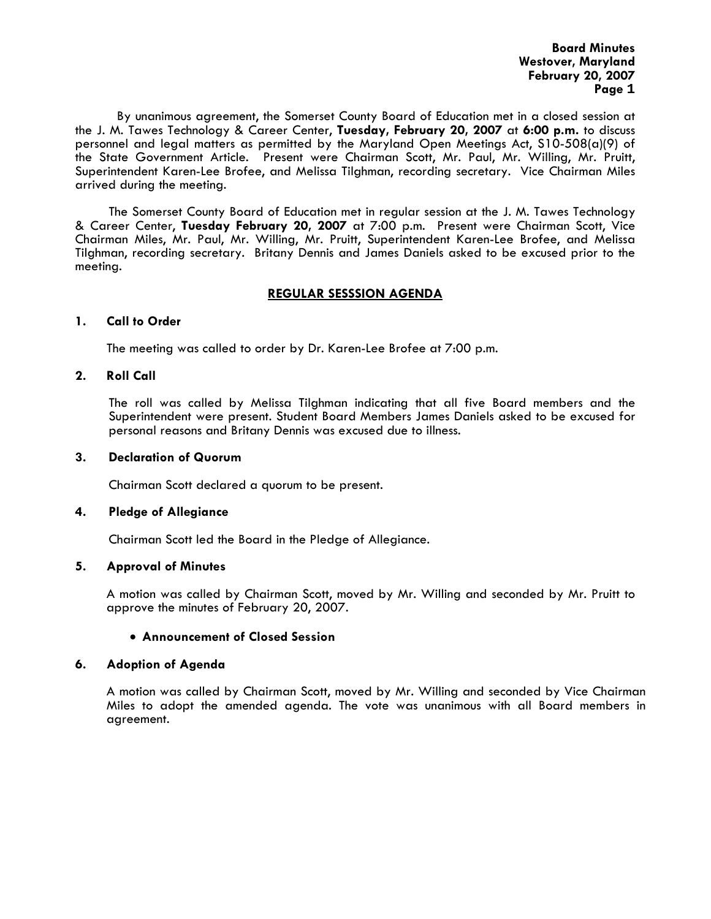**Board Minutes**
**Westover, Maryland**
**February 20, 2007**

By unanimous agreement, the Somerset County Board of Education met in a closed session at the J. M. Tawes Technology & Career Center, **Tuesday, February 20, 2007** at **6:00 p.m.** to discuss personnel and legal matters as permitted by the Maryland Open Meetings Act, S10-508(a)(9) of the State Government Article. Present were Chairman Scott, Mr. Paul, Mr. Willing, Mr. Pruitt, Superintendent Karen-Lee Brofee, and Melissa Tilghman, recording secretary. Vice Chairman Miles arrived during the meeting.

The Somerset County Board of Education met in regular session at the J. M. Tawes Technology & Career Center, **Tuesday February 20, 2007** at 7:00 p.m. Present were Chairman Scott, Vice Chairman Miles, Mr. Paul, Mr. Willing, Mr. Pruitt, Superintendent Karen-Lee Brofee, and Melissa Tilghman, recording secretary. Britany Dennis and James Daniels asked to be excused prior to the meeting.

## REGULAR SESSSION AGENDA

### 1. Call to Order

The meeting was called to order by Dr. Karen-Lee Brofee at 7:00 p.m.

### 2. Roll Call

The roll was called by Melissa Tilghman indicating that all five Board members and the Superintendent were present. Student Board Members James Daniels asked to be excused for personal reasons and Britany Dennis was excused due to illness.

### 3. Declaration of Quorum

Chairman Scott declared a quorum to be present.

### 4. Pledge of Allegiance

Chairman Scott led the Board in the Pledge of Allegiance.

### 5. Approval of Minutes

A motion was called by Chairman Scott, moved by Mr. Willing and seconded by Mr. Pruitt to approve the minutes of February 20, 2007.

- **Announcement of Closed Session**

### 6. Adoption of Agenda

A motion was called by Chairman Scott, moved by Mr. Willing and seconded by Vice Chairman Miles to adopt the amended agenda. The vote was unanimous with all Board members in agreement.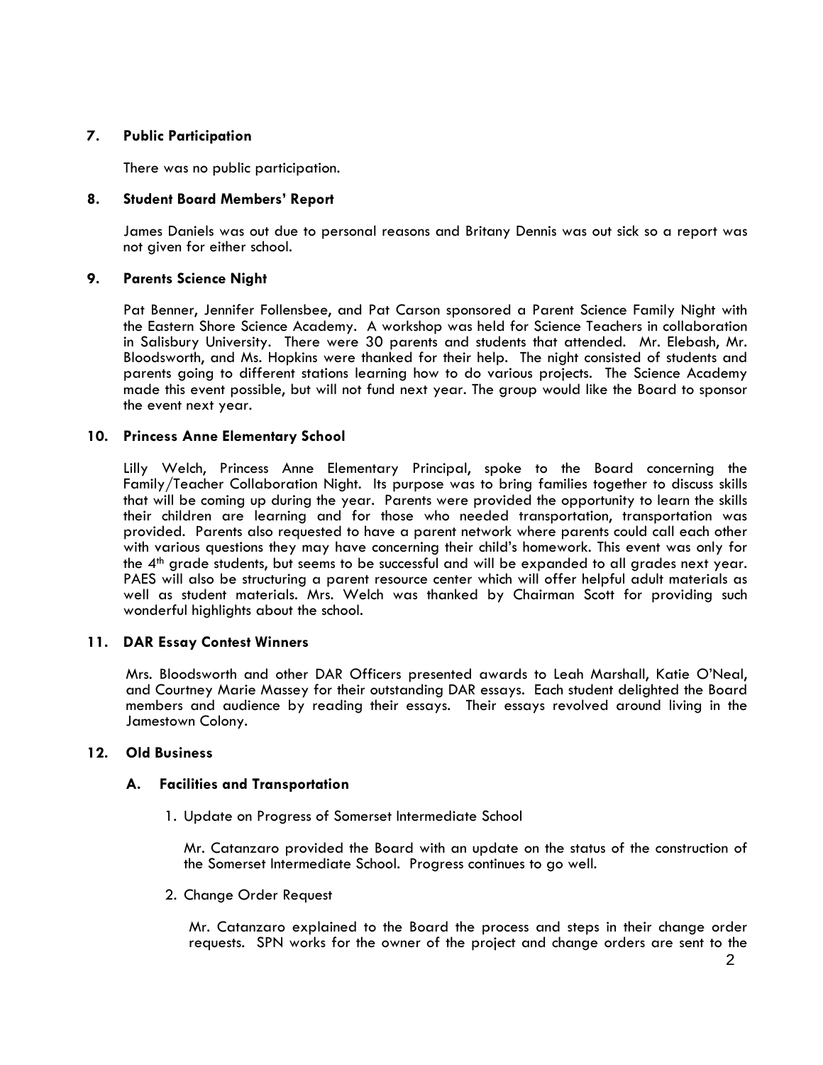## 7. Public Participation

There was no public participation.

## 8. Student Board Members' Report

James Daniels was out due to personal reasons and Britany Dennis was out sick so a report was not given for either school.

## 9. Parents Science Night

Pat Benner, Jennifer Follensbee, and Pat Carson sponsored a Parent Science Family Night with the Eastern Shore Science Academy. A workshop was held for Science Teachers in collaboration in Salisbury University. There were 30 parents and students that attended. Mr. Elebash, Mr. Bloodsworth, and Ms. Hopkins were thanked for their help. The night consisted of students and parents going to different stations learning how to do various projects. The Science Academy made this event possible, but will not fund next year. The group would like the Board to sponsor the event next year.

## 10. Princess Anne Elementary School

Lilly Welch, Princess Anne Elementary Principal, spoke to the Board concerning the Family/Teacher Collaboration Night. Its purpose was to bring families together to discuss skills that will be coming up during the year. Parents were provided the opportunity to learn the skills their children are learning and for those who needed transportation, transportation was provided. Parents also requested to have a parent network where parents could call each other with various questions they may have concerning their child's homework. This event was only for the 4th grade students, but seems to be successful and will be expanded to all grades next year. PAES will also be structuring a parent resource center which will offer helpful adult materials as well as student materials. Mrs. Welch was thanked by Chairman Scott for providing such wonderful highlights about the school.

## 11. DAR Essay Contest Winners

Mrs. Bloodsworth and other DAR Officers presented awards to Leah Marshall, Katie O'Neal, and Courtney Marie Massey for their outstanding DAR essays. Each student delighted the Board members and audience by reading their essays. Their essays revolved around living in the Jamestown Colony.

## 12. Old Business

### A. Facilities and Transportation

1. Update on Progress of Somerset Intermediate School

   Mr. Catanzaro provided the Board with an update on the status of the construction of the Somerset Intermediate School. Progress continues to go well.

2. Change Order Request

   Mr. Catanzaro explained to the Board the process and steps in their change order requests. SPN works for the owner of the project and change orders are sent to the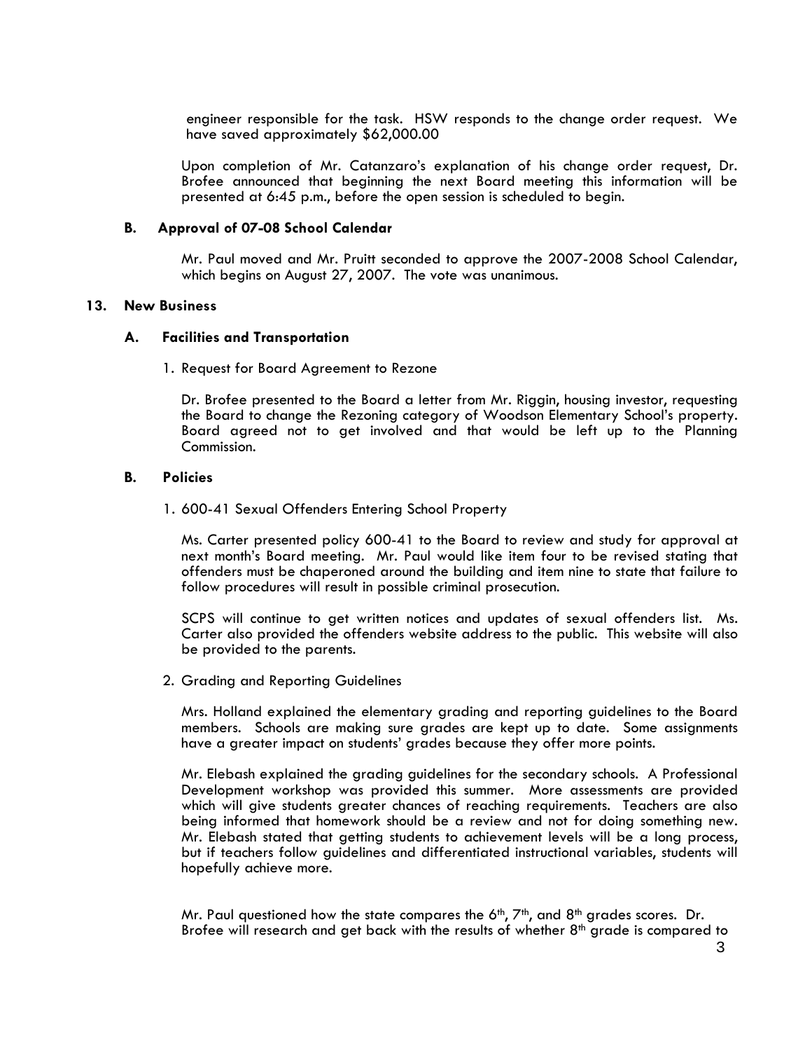engineer responsible for the task. HSW responds to the change order request. We have saved approximately $62,000.00

Upon completion of Mr. Catanzaro's explanation of his change order request, Dr. Brofee announced that beginning the next Board meeting this information will be presented at 6:45 p.m., before the open session is scheduled to begin.

### B. Approval of 07-08 School Calendar

Mr. Paul moved and Mr. Pruitt seconded to approve the 2007-2008 School Calendar, which begins on August 27, 2007. The vote was unanimous.

## 13. New Business

### A. Facilities and Transportation

1. Request for Board Agreement to Rezone

Dr. Brofee presented to the Board a letter from Mr. Riggin, housing investor, requesting the Board to change the Rezoning category of Woodson Elementary School's property. Board agreed not to get involved and that would be left up to the Planning Commission.

### B. Policies

1. 600-41 Sexual Offenders Entering School Property

Ms. Carter presented policy 600-41 to the Board to review and study for approval at next month's Board meeting. Mr. Paul would like item four to be revised stating that offenders must be chaperoned around the building and item nine to state that failure to follow procedures will result in possible criminal prosecution.

SCPS will continue to get written notices and updates of sexual offenders list. Ms. Carter also provided the offenders website address to the public. This website will also be provided to the parents.

2. Grading and Reporting Guidelines

Mrs. Holland explained the elementary grading and reporting guidelines to the Board members. Schools are making sure grades are kept up to date. Some assignments have a greater impact on students' grades because they offer more points.

Mr. Elebash explained the grading guidelines for the secondary schools. A Professional Development workshop was provided this summer. More assessments are provided which will give students greater chances of reaching requirements. Teachers are also being informed that homework should be a review and not for doing something new. Mr. Elebash stated that getting students to achievement levels will be a long process, but if teachers follow guidelines and differentiated instructional variables, students will hopefully achieve more.

Mr. Paul questioned how the state compares the 6th, 7th, and 8th grades scores. Dr. Brofee will research and get back with the results of whether 8th grade is compared to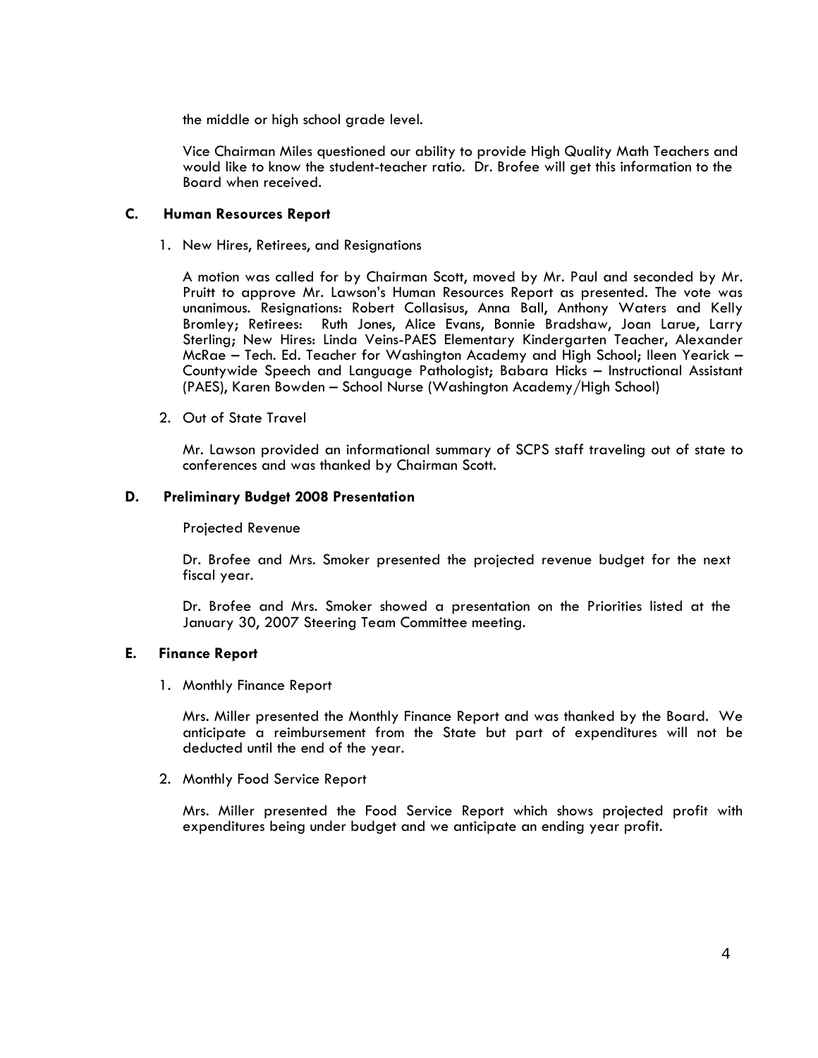the middle or high school grade level.

Vice Chairman Miles questioned our ability to provide High Quality Math Teachers and would like to know the student-teacher ratio. Dr. Brofee will get this information to the Board when received.

### C. Human Resources Report

1. New Hires, Retirees, and Resignations

   A motion was called for by Chairman Scott, moved by Mr. Paul and seconded by Mr. Pruitt to approve Mr. Lawson's Human Resources Report as presented. The vote was unanimous. Resignations: Robert Collasisus, Anna Ball, Anthony Waters and Kelly Bromley; Retirees: Ruth Jones, Alice Evans, Bonnie Bradshaw, Joan Larue, Larry Sterling; New Hires: Linda Veins-PAES Elementary Kindergarten Teacher, Alexander McRae – Tech. Ed. Teacher for Washington Academy and High School; Ileen Yearick – Countywide Speech and Language Pathologist; Babara Hicks – Instructional Assistant (PAES), Karen Bowden – School Nurse (Washington Academy/High School)

2. Out of State Travel

   Mr. Lawson provided an informational summary of SCPS staff traveling out of state to conferences and was thanked by Chairman Scott.

### D. Preliminary Budget 2008 Presentation

Projected Revenue

Dr. Brofee and Mrs. Smoker presented the projected revenue budget for the next fiscal year.

Dr. Brofee and Mrs. Smoker showed a presentation on the Priorities listed at the January 30, 2007 Steering Team Committee meeting.

### E. Finance Report

1. Monthly Finance Report

   Mrs. Miller presented the Monthly Finance Report and was thanked by the Board. We anticipate a reimbursement from the State but part of expenditures will not be deducted until the end of the year.

2. Monthly Food Service Report

   Mrs. Miller presented the Food Service Report which shows projected profit with expenditures being under budget and we anticipate an ending year profit.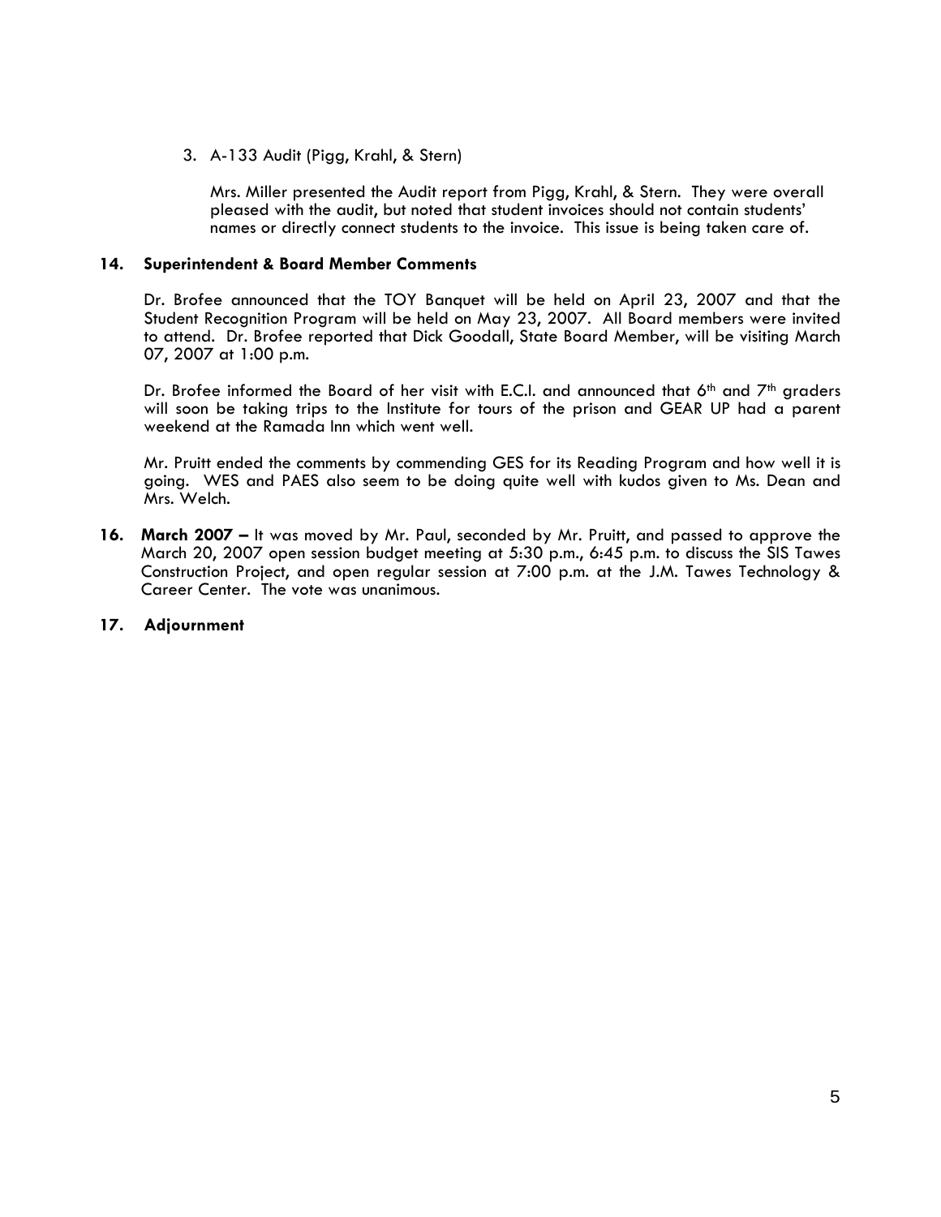3. A-133 Audit (Pigg, Krahl, & Stern)

   Mrs. Miller presented the Audit report from Pigg, Krahl, & Stern. They were overall pleased with the audit, but noted that student invoices should not contain students' names or directly connect students to the invoice. This issue is being taken care of.

**14. Superintendent & Board Member Comments**

Dr. Brofee announced that the TOY Banquet will be held on April 23, 2007 and that the Student Recognition Program will be held on May 23, 2007. All Board members were invited to attend. Dr. Brofee reported that Dick Goodall, State Board Member, will be visiting March 07, 2007 at 1:00 p.m.

Dr. Brofee informed the Board of her visit with E.C.I. and announced that 6th and 7th graders will soon be taking trips to the Institute for tours of the prison and GEAR UP had a parent weekend at the Ramada Inn which went well.

Mr. Pruitt ended the comments by commending GES for its Reading Program and how well it is going. WES and PAES also seem to be doing quite well with kudos given to Ms. Dean and Mrs. Welch.

**16. March 2007 –** It was moved by Mr. Paul, seconded by Mr. Pruitt, and passed to approve the March 20, 2007 open session budget meeting at 5:30 p.m., 6:45 p.m. to discuss the SIS Tawes Construction Project, and open regular session at 7:00 p.m. at the J.M. Tawes Technology & Career Center. The vote was unanimous.

**17. Adjournment**